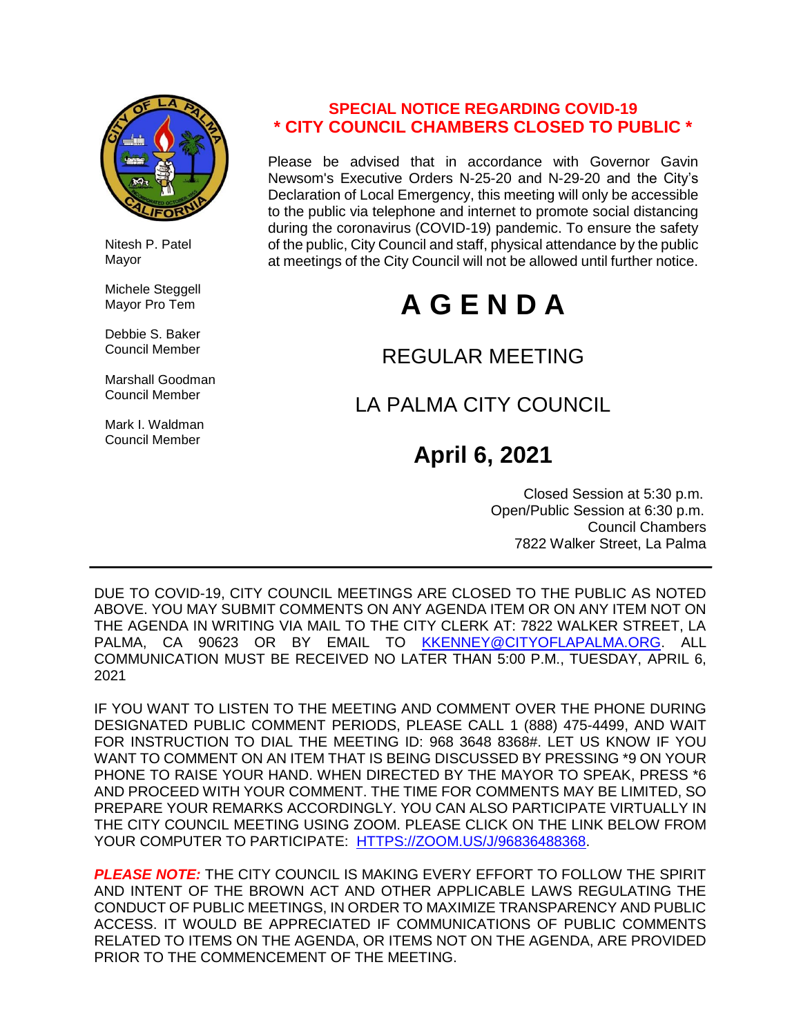Nitesh P. Patel
Mayor

Michele Steggell
Mayor Pro Tem

Debbie S. Baker
Council Member

Marshall Goodman
Council Member

Mark I. Waldman
Council Member

**SPECIAL NOTICE REGARDING COVID-19**
**\* CITY COUNCIL CHAMBERS CLOSED TO PUBLIC \***

Please be advised that in accordance with Governor Gavin Newsom's Executive Orders N-25-20 and N-29-20 and the City's Declaration of Local Emergency, this meeting will only be accessible to the public via telephone and internet to promote social distancing during the coronavirus (COVID-19) pandemic. To ensure the safety of the public, City Council and staff, physical attendance by the public at meetings of the City Council will not be allowed until further notice.

# A G E N D A

## REGULAR MEETING

## LA PALMA CITY COUNCIL

## April 6, 2021

Closed Session at 5:30 p.m.
Open/Public Session at 6:30 p.m.
Council Chambers
7822 Walker Street, La Palma

---

DUE TO COVID-19, CITY COUNCIL MEETINGS ARE CLOSED TO THE PUBLIC AS NOTED ABOVE. YOU MAY SUBMIT COMMENTS ON ANY AGENDA ITEM OR ON ANY ITEM NOT ON THE AGENDA IN WRITING VIA MAIL TO THE CITY CLERK AT: 7822 WALKER STREET, LA PALMA, CA 90623 OR BY EMAIL TO KKENNEY@CITYOFLAPALMA.ORG. ALL COMMUNICATION MUST BE RECEIVED NO LATER THAN 5:00 P.M., TUESDAY, APRIL 6, 2021

IF YOU WANT TO LISTEN TO THE MEETING AND COMMENT OVER THE PHONE DURING DESIGNATED PUBLIC COMMENT PERIODS, PLEASE CALL 1 (888) 475-4499, AND WAIT FOR INSTRUCTION TO DIAL THE MEETING ID: 968 3648 8368#. LET US KNOW IF YOU WANT TO COMMENT ON AN ITEM THAT IS BEING DISCUSSED BY PRESSING *9 ON YOUR PHONE TO RAISE YOUR HAND. WHEN DIRECTED BY THE MAYOR TO SPEAK, PRESS *6 AND PROCEED WITH YOUR COMMENT. THE TIME FOR COMMENTS MAY BE LIMITED, SO PREPARE YOUR REMARKS ACCORDINGLY. YOU CAN ALSO PARTICIPATE VIRTUALLY IN THE CITY COUNCIL MEETING USING ZOOM. PLEASE CLICK ON THE LINK BELOW FROM YOUR COMPUTER TO PARTICIPATE: HTTPS://ZOOM.US/J/96836488368.

***PLEASE NOTE:*** THE CITY COUNCIL IS MAKING EVERY EFFORT TO FOLLOW THE SPIRIT AND INTENT OF THE BROWN ACT AND OTHER APPLICABLE LAWS REGULATING THE CONDUCT OF PUBLIC MEETINGS, IN ORDER TO MAXIMIZE TRANSPARENCY AND PUBLIC ACCESS. IT WOULD BE APPRECIATED IF COMMUNICATIONS OF PUBLIC COMMENTS RELATED TO ITEMS ON THE AGENDA, OR ITEMS NOT ON THE AGENDA, ARE PROVIDED PRIOR TO THE COMMENCEMENT OF THE MEETING.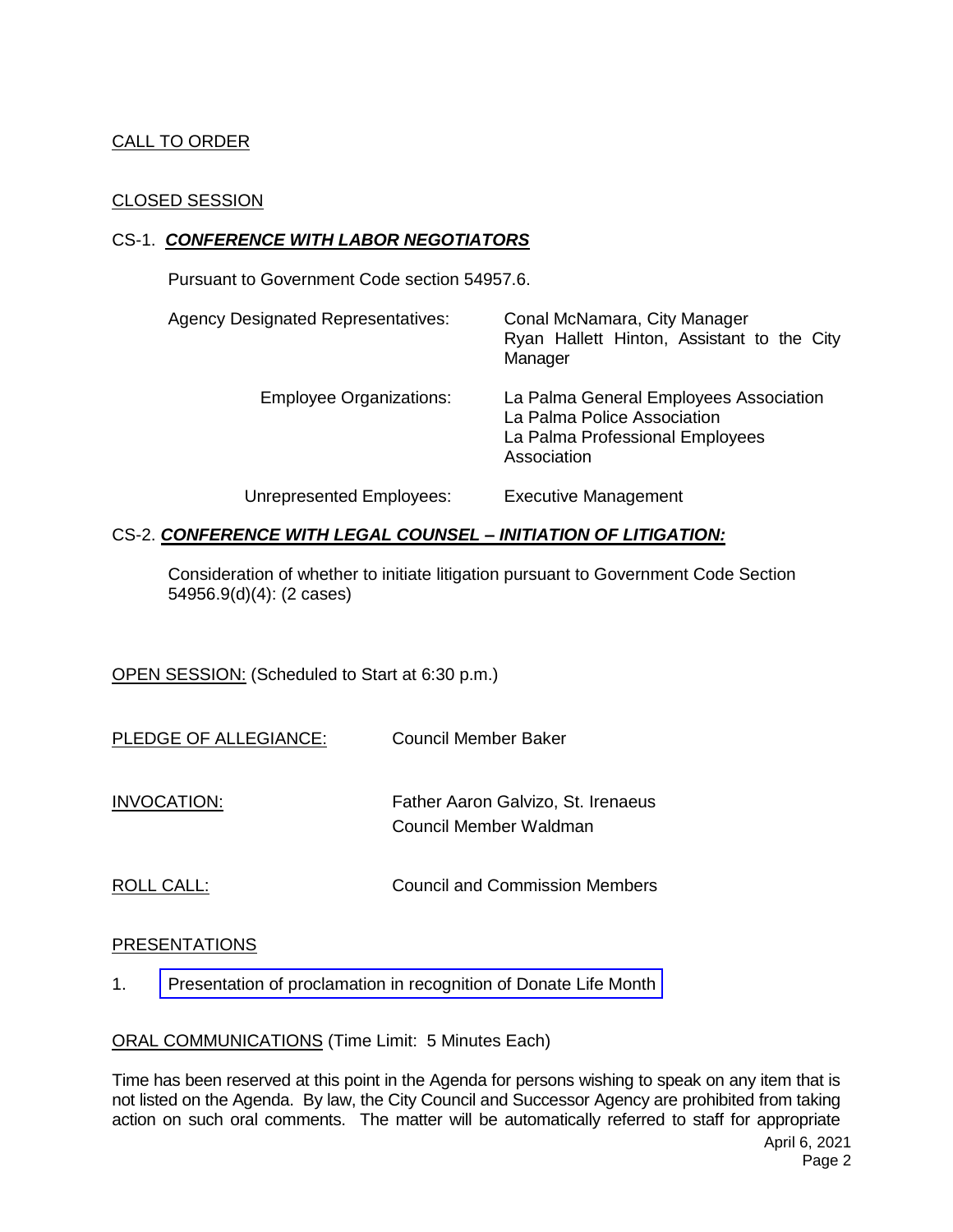CALL TO ORDER

CLOSED SESSION

CS-1. ***CONFERENCE WITH LABOR NEGOTIATORS***

Pursuant to Government Code section 54957.6.

| | |
|---|---|
| Agency Designated Representatives: | Conal McNamara, City Manager<br>Ryan Hallett Hinton, Assistant to the City Manager |
| Employee Organizations: | La Palma General Employees Association<br>La Palma Police Association<br>La Palma Professional Employees Association |
| Unrepresented Employees: | Executive Management |

CS-2. ***CONFERENCE WITH LEGAL COUNSEL – INITIATION OF LITIGATION:***

Consideration of whether to initiate litigation pursuant to Government Code Section 54956.9(d)(4): (2 cases)

OPEN SESSION: (Scheduled to Start at 6:30 p.m.)

PLEDGE OF ALLEGIANCE: Council Member Baker

INVOCATION: Father Aaron Galvizo, St. Irenaeus
Council Member Waldman

ROLL CALL: Council and Commission Members

PRESENTATIONS

1. Presentation of proclamation in recognition of Donate Life Month

ORAL COMMUNICATIONS (Time Limit: 5 Minutes Each)

Time has been reserved at this point in the Agenda for persons wishing to speak on any item that is not listed on the Agenda. By law, the City Council and Successor Agency are prohibited from taking action on such oral comments. The matter will be automatically referred to staff for appropriate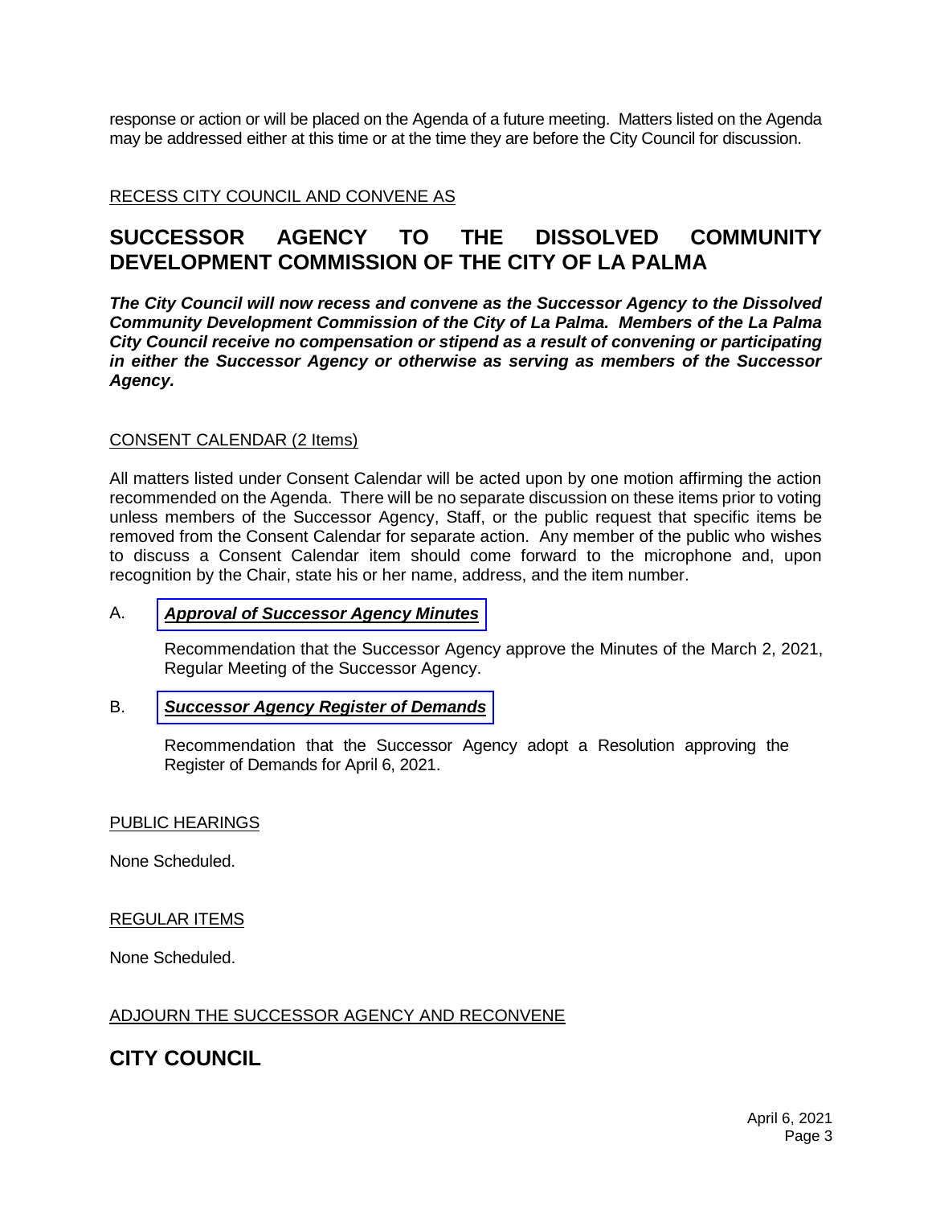response or action or will be placed on the Agenda of a future meeting. Matters listed on the Agenda may be addressed either at this time or at the time they are before the City Council for discussion.

RECESS CITY COUNCIL AND CONVENE AS

## SUCCESSOR AGENCY TO THE DISSOLVED COMMUNITY DEVELOPMENT COMMISSION OF THE CITY OF LA PALMA

***The City Council will now recess and convene as the Successor Agency to the Dissolved Community Development Commission of the City of La Palma. Members of the La Palma City Council receive no compensation or stipend as a result of convening or participating in either the Successor Agency or otherwise as serving as members of the Successor Agency.***

CONSENT CALENDAR (2 Items)

All matters listed under Consent Calendar will be acted upon by one motion affirming the action recommended on the Agenda. There will be no separate discussion on these items prior to voting unless members of the Successor Agency, Staff, or the public request that specific items be removed from the Consent Calendar for separate action. Any member of the public who wishes to discuss a Consent Calendar item should come forward to the microphone and, upon recognition by the Chair, state his or her name, address, and the item number.

A. ***Approval of Successor Agency Minutes***

Recommendation that the Successor Agency approve the Minutes of the March 2, 2021, Regular Meeting of the Successor Agency.

B. ***Successor Agency Register of Demands***

Recommendation that the Successor Agency adopt a Resolution approving the Register of Demands for April 6, 2021.

PUBLIC HEARINGS

None Scheduled.

REGULAR ITEMS

None Scheduled.

ADJOURN THE SUCCESSOR AGENCY AND RECONVENE

## CITY COUNCIL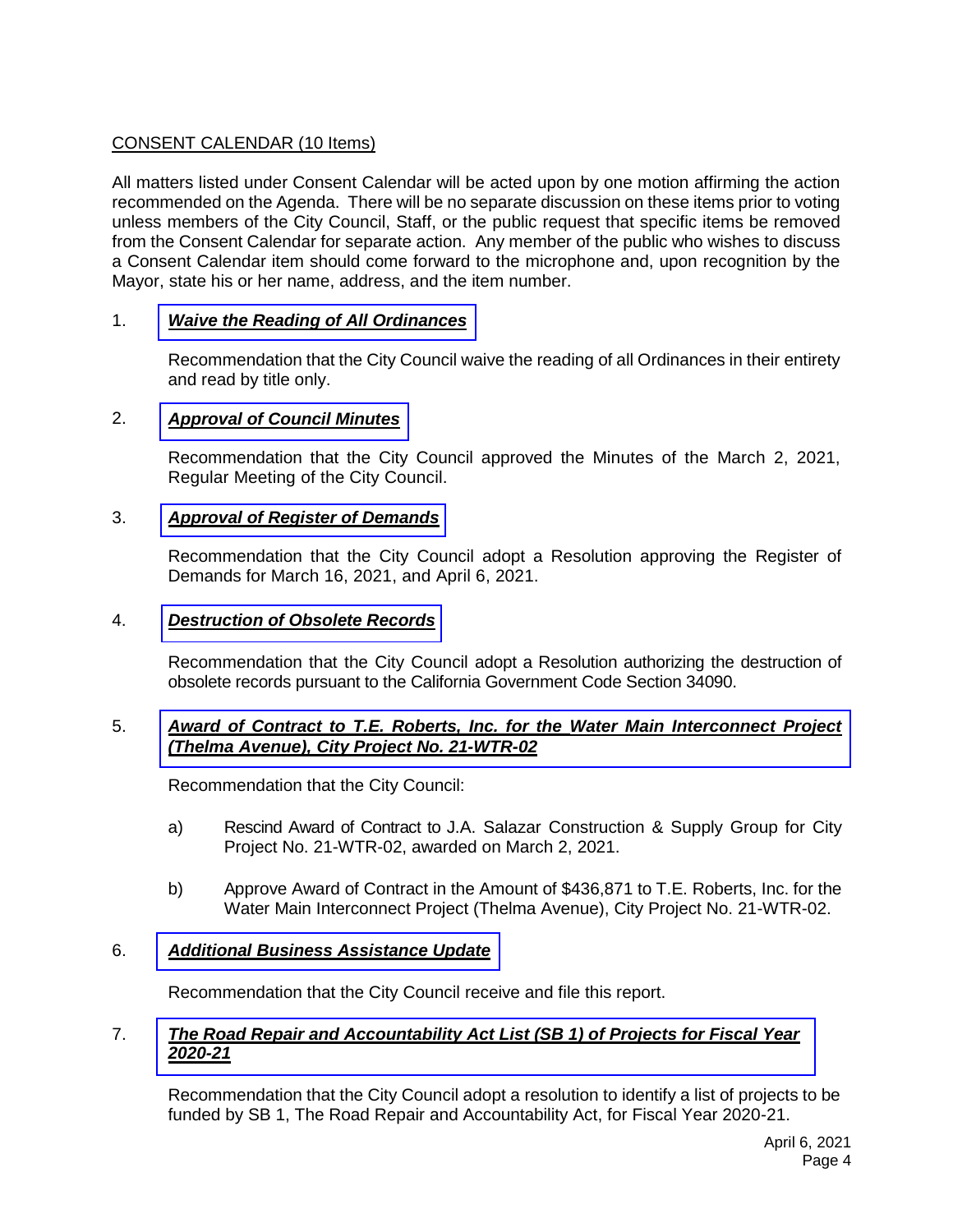CONSENT CALENDAR (10 Items)

All matters listed under Consent Calendar will be acted upon by one motion affirming the action recommended on the Agenda. There will be no separate discussion on these items prior to voting unless members of the City Council, Staff, or the public request that specific items be removed from the Consent Calendar for separate action. Any member of the public who wishes to discuss a Consent Calendar item should come forward to the microphone and, upon recognition by the Mayor, state his or her name, address, and the item number.

1. ***Waive the Reading of All Ordinances***

   Recommendation that the City Council waive the reading of all Ordinances in their entirety and read by title only.

2. ***Approval of Council Minutes***

   Recommendation that the City Council approved the Minutes of the March 2, 2021, Regular Meeting of the City Council.

3. ***Approval of Register of Demands***

   Recommendation that the City Council adopt a Resolution approving the Register of Demands for March 16, 2021, and April 6, 2021.

4. ***Destruction of Obsolete Records***

   Recommendation that the City Council adopt a Resolution authorizing the destruction of obsolete records pursuant to the California Government Code Section 34090.

5. ***Award of Contract to T.E. Roberts, Inc. for the Water Main Interconnect Project (Thelma Avenue), City Project No. 21-WTR-02***

   Recommendation that the City Council:

   a) Rescind Award of Contract to J.A. Salazar Construction & Supply Group for City Project No. 21-WTR-02, awarded on March 2, 2021.

   b) Approve Award of Contract in the Amount of $436,871 to T.E. Roberts, Inc. for the Water Main Interconnect Project (Thelma Avenue), City Project No. 21-WTR-02.

6. ***Additional Business Assistance Update***

   Recommendation that the City Council receive and file this report.

7. ***The Road Repair and Accountability Act List (SB 1) of Projects for Fiscal Year 2020-21***

   Recommendation that the City Council adopt a resolution to identify a list of projects to be funded by SB 1, The Road Repair and Accountability Act, for Fiscal Year 2020-21.

April 6, 2021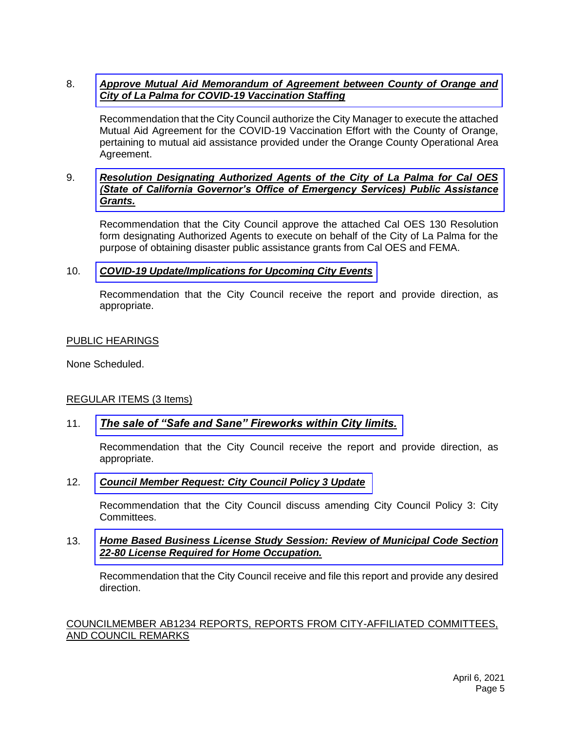8. ***Approve Mutual Aid Memorandum of Agreement between County of Orange and City of La Palma for COVID-19 Vaccination Staffing***

   Recommendation that the City Council authorize the City Manager to execute the attached Mutual Aid Agreement for the COVID-19 Vaccination Effort with the County of Orange, pertaining to mutual aid assistance provided under the Orange County Operational Area Agreement.

9. ***Resolution Designating Authorized Agents of the City of La Palma for Cal OES (State of California Governor's Office of Emergency Services) Public Assistance Grants.***

   Recommendation that the City Council approve the attached Cal OES 130 Resolution form designating Authorized Agents to execute on behalf of the City of La Palma for the purpose of obtaining disaster public assistance grants from Cal OES and FEMA.

10. ***COVID-19 Update/Implications for Upcoming City Events***

    Recommendation that the City Council receive the report and provide direction, as appropriate.

PUBLIC HEARINGS

None Scheduled.

REGULAR ITEMS (3 Items)

11. ***The sale of "Safe and Sane" Fireworks within City limits.***

    Recommendation that the City Council receive the report and provide direction, as appropriate.

12. ***Council Member Request: City Council Policy 3 Update***

    Recommendation that the City Council discuss amending City Council Policy 3: City Committees.

13. ***Home Based Business License Study Session: Review of Municipal Code Section 22-80 License Required for Home Occupation.***

    Recommendation that the City Council receive and file this report and provide any desired direction.

COUNCILMEMBER AB1234 REPORTS, REPORTS FROM CITY-AFFILIATED COMMITTEES, AND COUNCIL REMARKS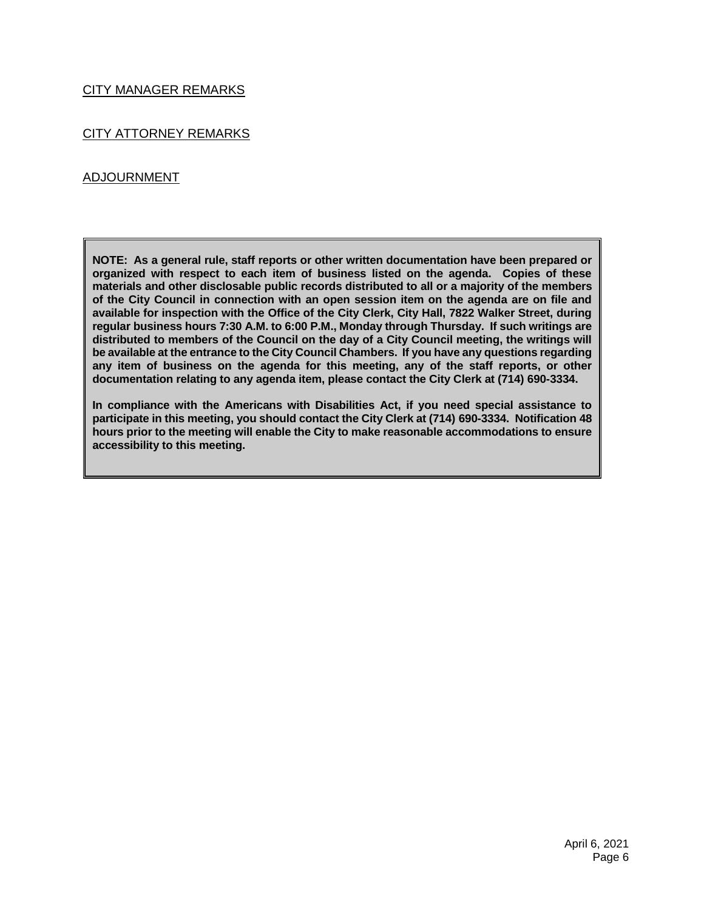CITY MANAGER REMARKS

CITY ATTORNEY REMARKS

ADJOURNMENT

**NOTE: As a general rule, staff reports or other written documentation have been prepared or organized with respect to each item of business listed on the agenda. Copies of these materials and other disclosable public records distributed to all or a majority of the members of the City Council in connection with an open session item on the agenda are on file and available for inspection with the Office of the City Clerk, City Hall, 7822 Walker Street, during regular business hours 7:30 A.M. to 6:00 P.M., Monday through Thursday. If such writings are distributed to members of the Council on the day of a City Council meeting, the writings will be available at the entrance to the City Council Chambers. If you have any questions regarding any item of business on the agenda for this meeting, any of the staff reports, or other documentation relating to any agenda item, please contact the City Clerk at (714) 690-3334.**

**In compliance with the Americans with Disabilities Act, if you need special assistance to participate in this meeting, you should contact the City Clerk at (714) 690-3334. Notification 48 hours prior to the meeting will enable the City to make reasonable accommodations to ensure accessibility to this meeting.**